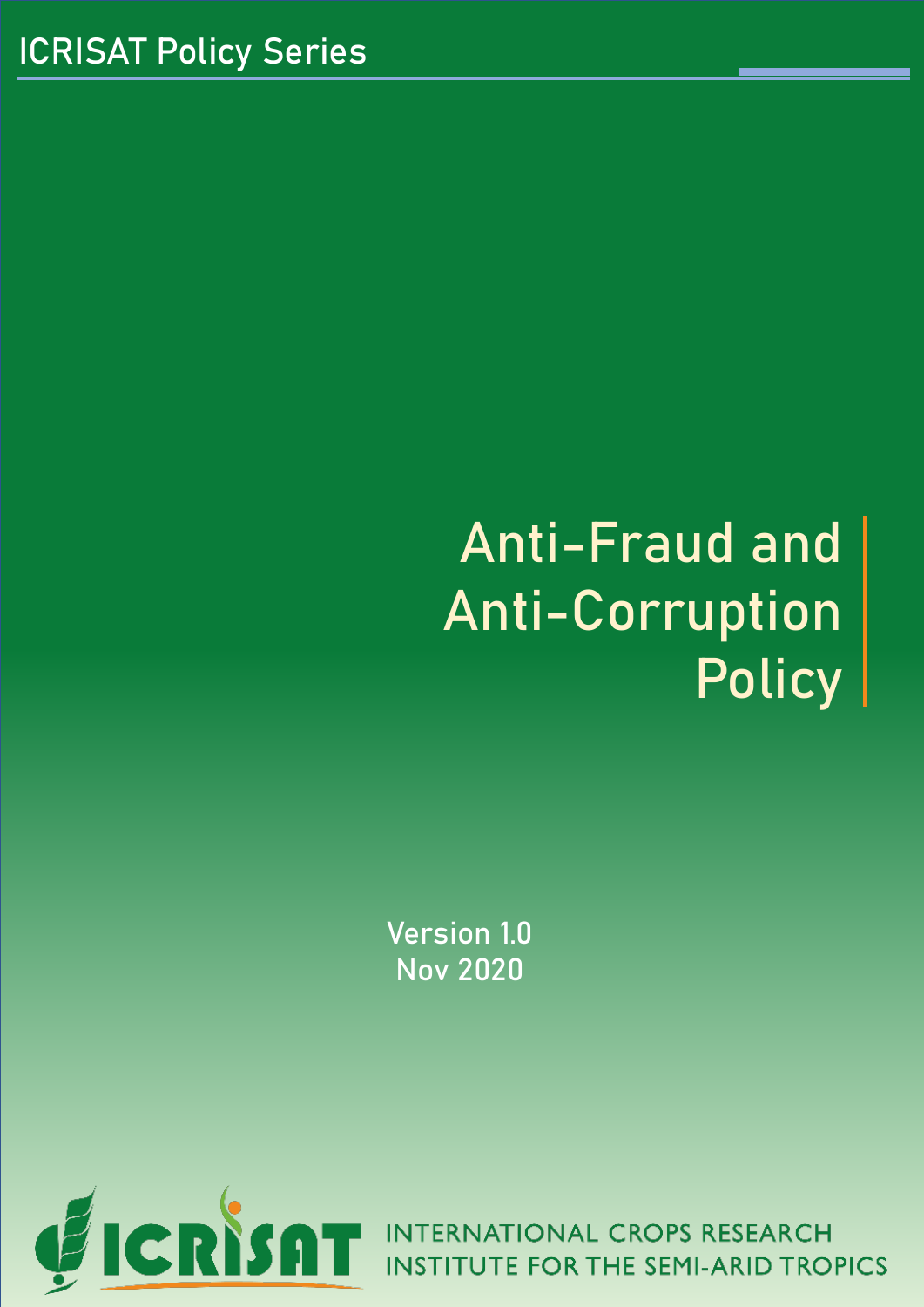ICRISAT Policy Series

# Anti-Fraud and Anti-Corruption Policy

Version 1.0
Nov 2020

INTERNATIONAL CROPS RESEARCH INSTITUTE FOR THE SEMI-ARID TROPICS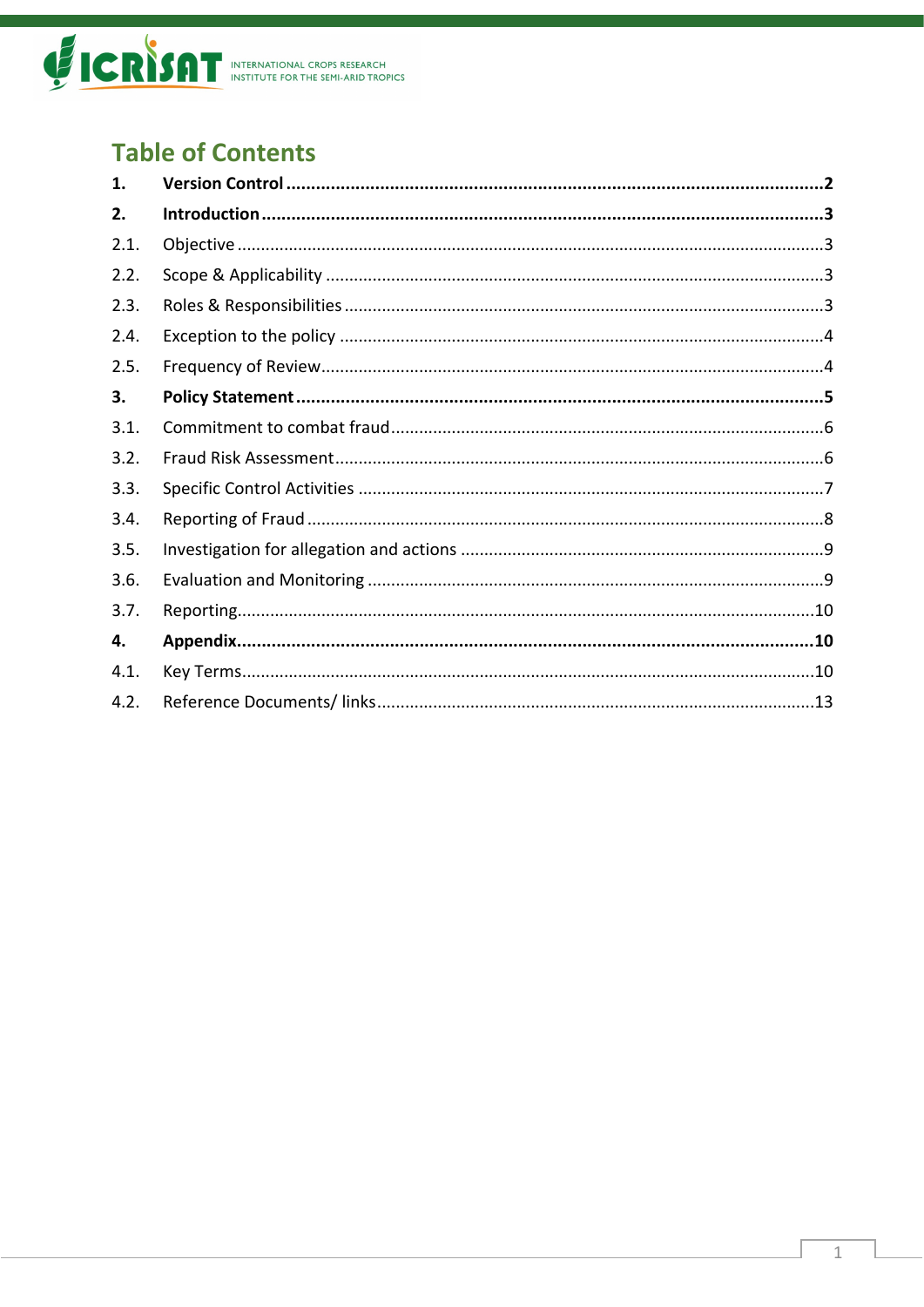## Table of Contents

| | | |
|---|---|---|
| **1.** | **Version Control** | **2** |
| **2.** | **Introduction** | **3** |
| 2.1. | Objective | 3 |
| 2.2. | Scope & Applicability | 3 |
| 2.3. | Roles & Responsibilities | 3 |
| 2.4. | Exception to the policy | 4 |
| 2.5. | Frequency of Review | 4 |
| **3.** | **Policy Statement** | **5** |
| 3.1. | Commitment to combat fraud | 6 |
| 3.2. | Fraud Risk Assessment | 6 |
| 3.3. | Specific Control Activities | 7 |
| 3.4. | Reporting of Fraud | 8 |
| 3.5. | Investigation for allegation and actions | 9 |
| 3.6. | Evaluation and Monitoring | 9 |
| 3.7. | Reporting | 10 |
| **4.** | **Appendix** | **10** |
| 4.1. | Key Terms | 10 |
| 4.2. | Reference Documents/ links | 13 |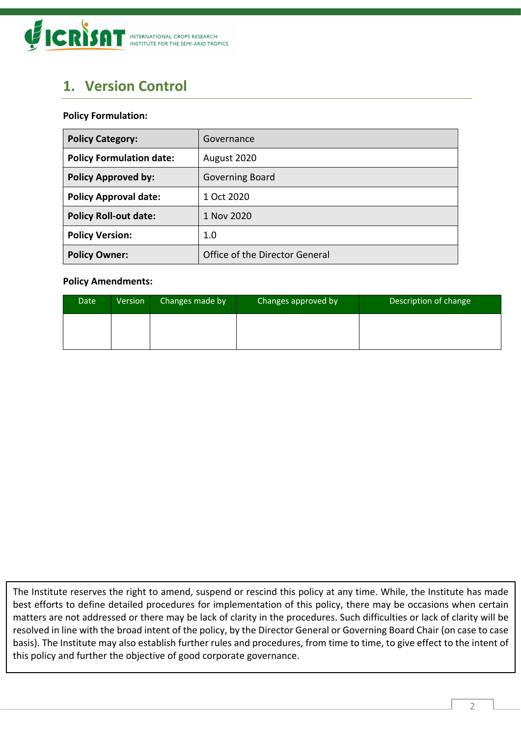## 1. Version Control

**Policy Formulation:**

| **Policy Category:** | Governance |
|---|---|
| **Policy Formulation date:** | August 2020 |
| **Policy Approved by:** | Governing Board |
| **Policy Approval date:** | 1 Oct 2020 |
| **Policy Roll-out date:** | 1 Nov 2020 |
| **Policy Version:** | 1.0 |
| **Policy Owner:** | Office of the Director General |

**Policy Amendments:**

| Date | Version | Changes made by | Changes approved by | Description of change |
|---|---|---|---|---|
| | | | | |

The Institute reserves the right to amend, suspend or rescind this policy at any time. While, the Institute has made best efforts to define detailed procedures for implementation of this policy, there may be occasions when certain matters are not addressed or there may be lack of clarity in the procedures. Such difficulties or lack of clarity will be resolved in line with the broad intent of the policy, by the Director General or Governing Board Chair (on case to case basis). The Institute may also establish further rules and procedures, from time to time, to give effect to the intent of this policy and further the objective of good corporate governance.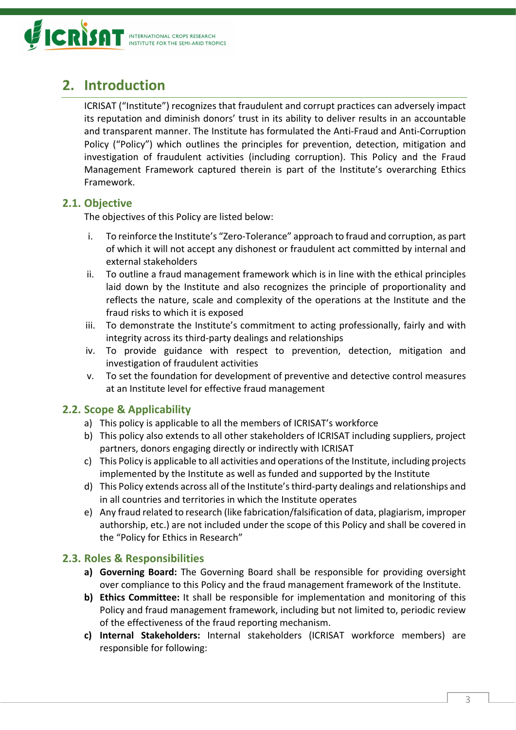## 2. Introduction

ICRISAT ("Institute") recognizes that fraudulent and corrupt practices can adversely impact its reputation and diminish donors' trust in its ability to deliver results in an accountable and transparent manner. The Institute has formulated the Anti-Fraud and Anti-Corruption Policy ("Policy") which outlines the principles for prevention, detection, mitigation and investigation of fraudulent activities (including corruption). This Policy and the Fraud Management Framework captured therein is part of the Institute's overarching Ethics Framework.

### 2.1. Objective

The objectives of this Policy are listed below:

i. To reinforce the Institute's "Zero-Tolerance" approach to fraud and corruption, as part of which it will not accept any dishonest or fraudulent act committed by internal and external stakeholders

ii. To outline a fraud management framework which is in line with the ethical principles laid down by the Institute and also recognizes the principle of proportionality and reflects the nature, scale and complexity of the operations at the Institute and the fraud risks to which it is exposed

iii. To demonstrate the Institute's commitment to acting professionally, fairly and with integrity across its third-party dealings and relationships

iv. To provide guidance with respect to prevention, detection, mitigation and investigation of fraudulent activities

v. To set the foundation for development of preventive and detective control measures at an Institute level for effective fraud management

### 2.2. Scope & Applicability

a) This policy is applicable to all the members of ICRISAT's workforce

b) This policy also extends to all other stakeholders of ICRISAT including suppliers, project partners, donors engaging directly or indirectly with ICRISAT

c) This Policy is applicable to all activities and operations of the Institute, including projects implemented by the Institute as well as funded and supported by the Institute

d) This Policy extends across all of the Institute's third-party dealings and relationships and in all countries and territories in which the Institute operates

e) Any fraud related to research (like fabrication/falsification of data, plagiarism, improper authorship, etc.) are not included under the scope of this Policy and shall be covered in the "Policy for Ethics in Research"

### 2.3. Roles & Responsibilities

**a) Governing Board:** The Governing Board shall be responsible for providing oversight over compliance to this Policy and the fraud management framework of the Institute.

**b) Ethics Committee:** It shall be responsible for implementation and monitoring of this Policy and fraud management framework, including but not limited to, periodic review of the effectiveness of the fraud reporting mechanism.

**c) Internal Stakeholders:** Internal stakeholders (ICRISAT workforce members) are responsible for following: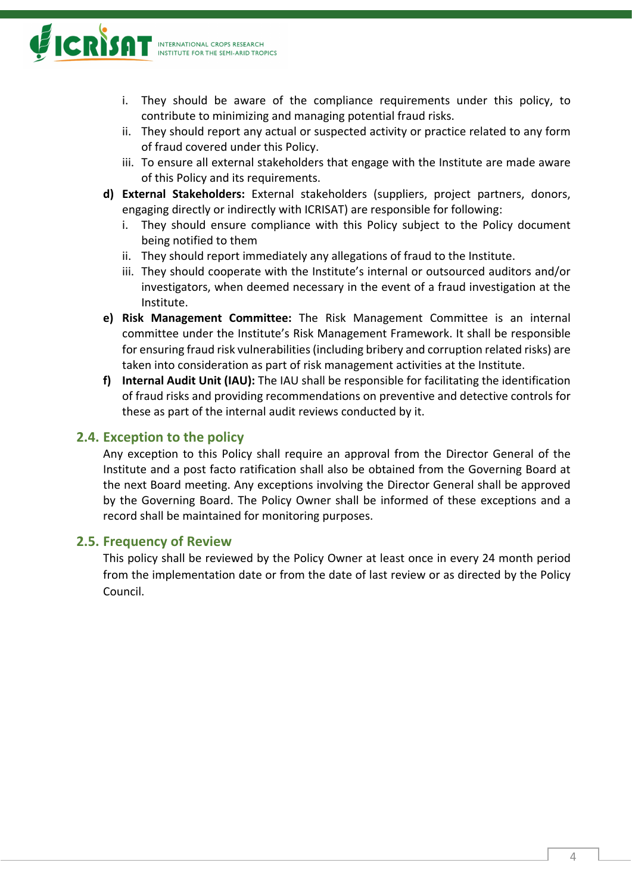i. They should be aware of the compliance requirements under this policy, to contribute to minimizing and managing potential fraud risks.
ii. They should report any actual or suspected activity or practice related to any form of fraud covered under this Policy.
iii. To ensure all external stakeholders that engage with the Institute are made aware of this Policy and its requirements.

**d) External Stakeholders:** External stakeholders (suppliers, project partners, donors, engaging directly or indirectly with ICRISAT) are responsible for following:

i. They should ensure compliance with this Policy subject to the Policy document being notified to them
ii. They should report immediately any allegations of fraud to the Institute.
iii. They should cooperate with the Institute's internal or outsourced auditors and/or investigators, when deemed necessary in the event of a fraud investigation at the Institute.

**e) Risk Management Committee:** The Risk Management Committee is an internal committee under the Institute's Risk Management Framework. It shall be responsible for ensuring fraud risk vulnerabilities (including bribery and corruption related risks) are taken into consideration as part of risk management activities at the Institute.

**f) Internal Audit Unit (IAU):** The IAU shall be responsible for facilitating the identification of fraud risks and providing recommendations on preventive and detective controls for these as part of the internal audit reviews conducted by it.

## 2.4. Exception to the policy

Any exception to this Policy shall require an approval from the Director General of the Institute and a post facto ratification shall also be obtained from the Governing Board at the next Board meeting. Any exceptions involving the Director General shall be approved by the Governing Board. The Policy Owner shall be informed of these exceptions and a record shall be maintained for monitoring purposes.

## 2.5. Frequency of Review

This policy shall be reviewed by the Policy Owner at least once in every 24 month period from the implementation date or from the date of last review or as directed by the Policy Council.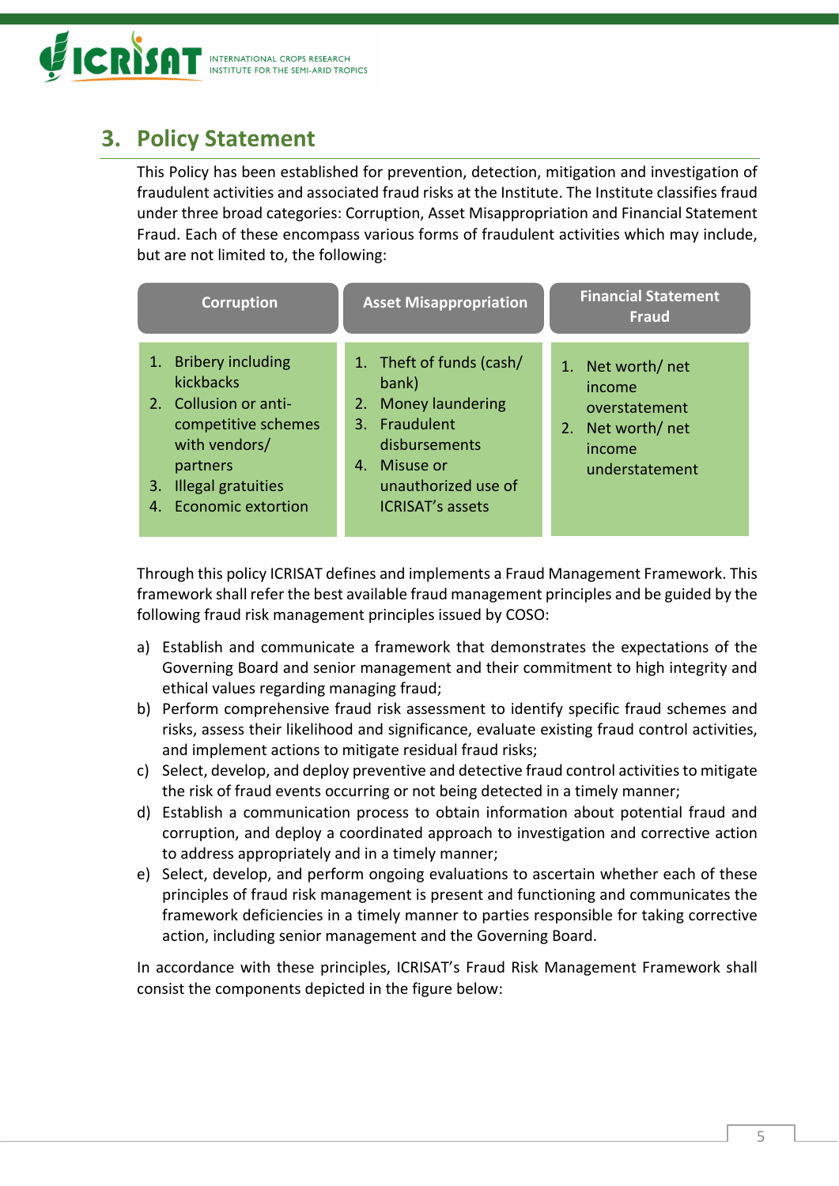## 3. Policy Statement

This Policy has been established for prevention, detection, mitigation and investigation of fraudulent activities and associated fraud risks at the Institute. The Institute classifies fraud under three broad categories: Corruption, Asset Misappropriation and Financial Statement Fraud. Each of these encompass various forms of fraudulent activities which may include, but are not limited to, the following:

| Corruption | Asset Misappropriation | Financial Statement Fraud |
|---|---|---|
| 1. Bribery including kickbacks<br>2. Collusion or anti-competitive schemes with vendors/ partners<br>3. Illegal gratuities<br>4. Economic extortion | 1. Theft of funds (cash/ bank)<br>2. Money laundering<br>3. Fraudulent disbursements<br>4. Misuse or unauthorized use of ICRISAT's assets | 1. Net worth/ net income overstatement<br>2. Net worth/ net income understatement |

Through this policy ICRISAT defines and implements a Fraud Management Framework. This framework shall refer the best available fraud management principles and be guided by the following fraud risk management principles issued by COSO:

a) Establish and communicate a framework that demonstrates the expectations of the Governing Board and senior management and their commitment to high integrity and ethical values regarding managing fraud;
b) Perform comprehensive fraud risk assessment to identify specific fraud schemes and risks, assess their likelihood and significance, evaluate existing fraud control activities, and implement actions to mitigate residual fraud risks;
c) Select, develop, and deploy preventive and detective fraud control activities to mitigate the risk of fraud events occurring or not being detected in a timely manner;
d) Establish a communication process to obtain information about potential fraud and corruption, and deploy a coordinated approach to investigation and corrective action to address appropriately and in a timely manner;
e) Select, develop, and perform ongoing evaluations to ascertain whether each of these principles of fraud risk management is present and functioning and communicates the framework deficiencies in a timely manner to parties responsible for taking corrective action, including senior management and the Governing Board.

In accordance with these principles, ICRISAT's Fraud Risk Management Framework shall consist the components depicted in the figure below: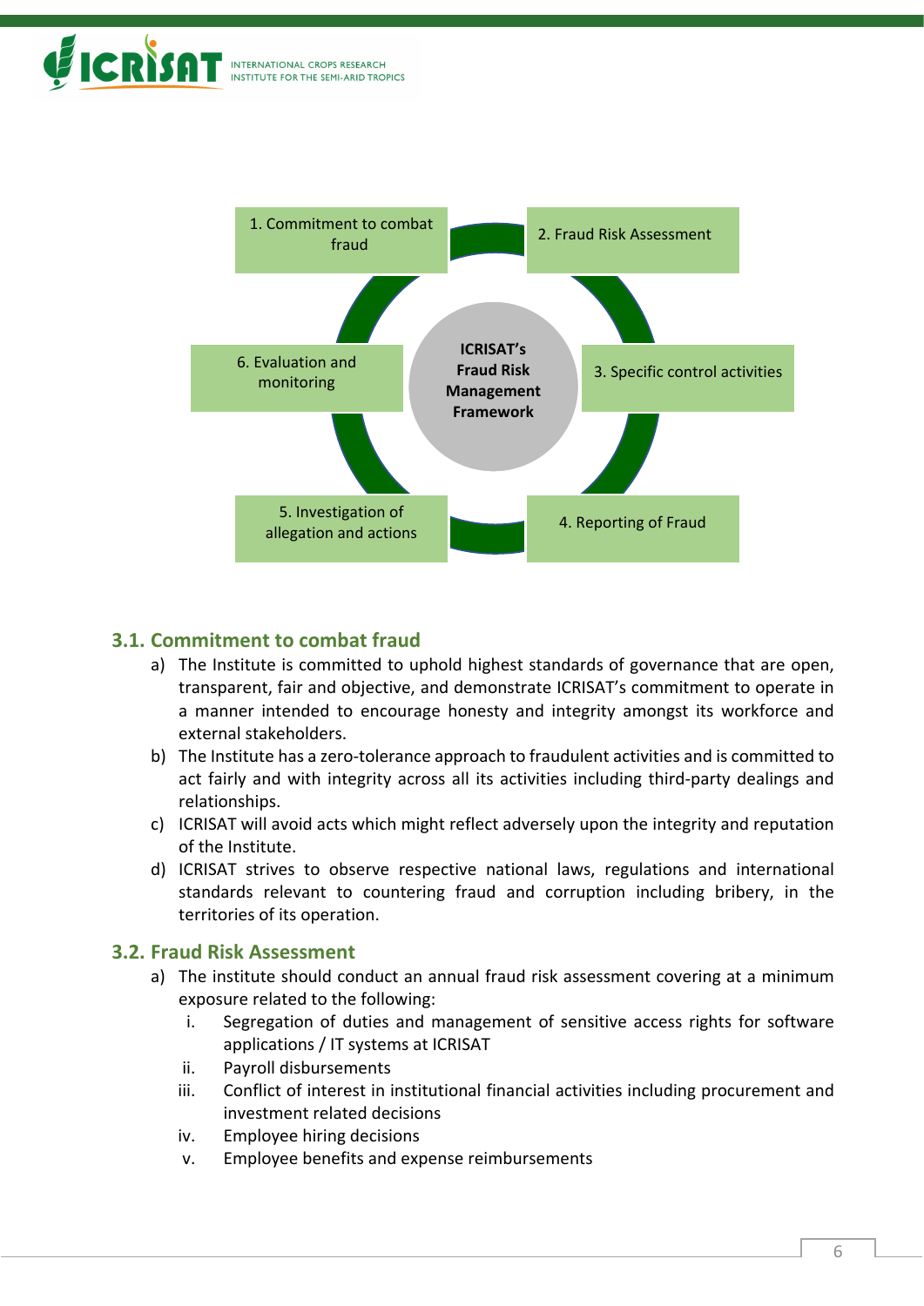1. Commitment to combat fraud

2. Fraud Risk Assessment

3. Specific control activities

4. Reporting of Fraud

5. Investigation of allegation and actions

6. Evaluation and monitoring

**ICRISAT's Fraud Risk Management Framework**

### 3.1. Commitment to combat fraud

a) The Institute is committed to uphold highest standards of governance that are open, transparent, fair and objective, and demonstrate ICRISAT's commitment to operate in a manner intended to encourage honesty and integrity amongst its workforce and external stakeholders.

b) The Institute has a zero-tolerance approach to fraudulent activities and is committed to act fairly and with integrity across all its activities including third-party dealings and relationships.

c) ICRISAT will avoid acts which might reflect adversely upon the integrity and reputation of the Institute.

d) ICRISAT strives to observe respective national laws, regulations and international standards relevant to countering fraud and corruption including bribery, in the territories of its operation.

### 3.2. Fraud Risk Assessment

a) The institute should conduct an annual fraud risk assessment covering at a minimum exposure related to the following:

   i. Segregation of duties and management of sensitive access rights for software applications / IT systems at ICRISAT

   ii. Payroll disbursements

   iii. Conflict of interest in institutional financial activities including procurement and investment related decisions

   iv. Employee hiring decisions

   v. Employee benefits and expense reimbursements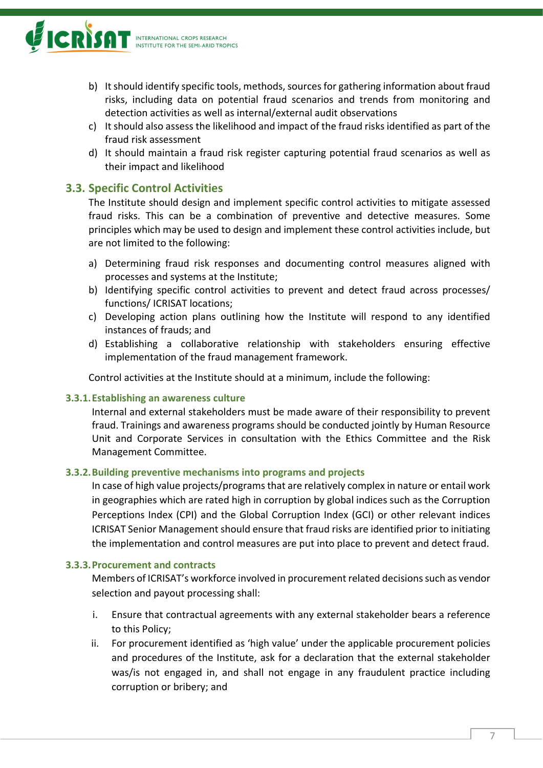b) It should identify specific tools, methods, sources for gathering information about fraud risks, including data on potential fraud scenarios and trends from monitoring and detection activities as well as internal/external audit observations
c) It should also assess the likelihood and impact of the fraud risks identified as part of the fraud risk assessment
d) It should maintain a fraud risk register capturing potential fraud scenarios as well as their impact and likelihood

## 3.3. Specific Control Activities

The Institute should design and implement specific control activities to mitigate assessed fraud risks. This can be a combination of preventive and detective measures. Some principles which may be used to design and implement these control activities include, but are not limited to the following:

a) Determining fraud risk responses and documenting control measures aligned with processes and systems at the Institute;
b) Identifying specific control activities to prevent and detect fraud across processes/ functions/ ICRISAT locations;
c) Developing action plans outlining how the Institute will respond to any identified instances of frauds; and
d) Establishing a collaborative relationship with stakeholders ensuring effective implementation of the fraud management framework.

Control activities at the Institute should at a minimum, include the following:

### 3.3.1. Establishing an awareness culture

Internal and external stakeholders must be made aware of their responsibility to prevent fraud. Trainings and awareness programs should be conducted jointly by Human Resource Unit and Corporate Services in consultation with the Ethics Committee and the Risk Management Committee.

### 3.3.2. Building preventive mechanisms into programs and projects

In case of high value projects/programs that are relatively complex in nature or entail work in geographies which are rated high in corruption by global indices such as the Corruption Perceptions Index (CPI) and the Global Corruption Index (GCI) or other relevant indices ICRISAT Senior Management should ensure that fraud risks are identified prior to initiating the implementation and control measures are put into place to prevent and detect fraud.

### 3.3.3. Procurement and contracts

Members of ICRISAT's workforce involved in procurement related decisions such as vendor selection and payout processing shall:

i. Ensure that contractual agreements with any external stakeholder bears a reference to this Policy;
ii. For procurement identified as 'high value' under the applicable procurement policies and procedures of the Institute, ask for a declaration that the external stakeholder was/is not engaged in, and shall not engage in any fraudulent practice including corruption or bribery; and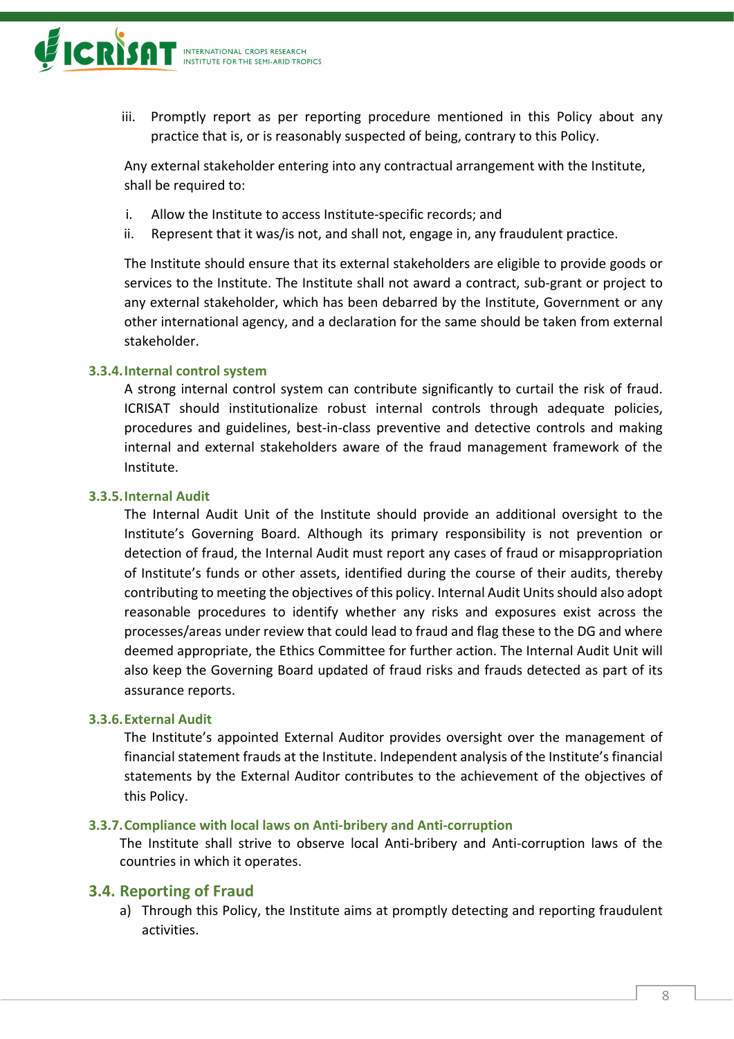iii. Promptly report as per reporting procedure mentioned in this Policy about any practice that is, or is reasonably suspected of being, contrary to this Policy.

Any external stakeholder entering into any contractual arrangement with the Institute, shall be required to:

i. Allow the Institute to access Institute-specific records; and
ii. Represent that it was/is not, and shall not, engage in, any fraudulent practice.

The Institute should ensure that its external stakeholders are eligible to provide goods or services to the Institute. The Institute shall not award a contract, sub-grant or project to any external stakeholder, which has been debarred by the Institute, Government or any other international agency, and a declaration for the same should be taken from external stakeholder.

### 3.3.4. Internal control system

A strong internal control system can contribute significantly to curtail the risk of fraud. ICRISAT should institutionalize robust internal controls through adequate policies, procedures and guidelines, best-in-class preventive and detective controls and making internal and external stakeholders aware of the fraud management framework of the Institute.

### 3.3.5. Internal Audit

The Internal Audit Unit of the Institute should provide an additional oversight to the Institute's Governing Board. Although its primary responsibility is not prevention or detection of fraud, the Internal Audit must report any cases of fraud or misappropriation of Institute's funds or other assets, identified during the course of their audits, thereby contributing to meeting the objectives of this policy. Internal Audit Units should also adopt reasonable procedures to identify whether any risks and exposures exist across the processes/areas under review that could lead to fraud and flag these to the DG and where deemed appropriate, the Ethics Committee for further action. The Internal Audit Unit will also keep the Governing Board updated of fraud risks and frauds detected as part of its assurance reports.

### 3.3.6. External Audit

The Institute's appointed External Auditor provides oversight over the management of financial statement frauds at the Institute. Independent analysis of the Institute's financial statements by the External Auditor contributes to the achievement of the objectives of this Policy.

### 3.3.7. Compliance with local laws on Anti-bribery and Anti-corruption

The Institute shall strive to observe local Anti-bribery and Anti-corruption laws of the countries in which it operates.

## 3.4. Reporting of Fraud

a) Through this Policy, the Institute aims at promptly detecting and reporting fraudulent activities.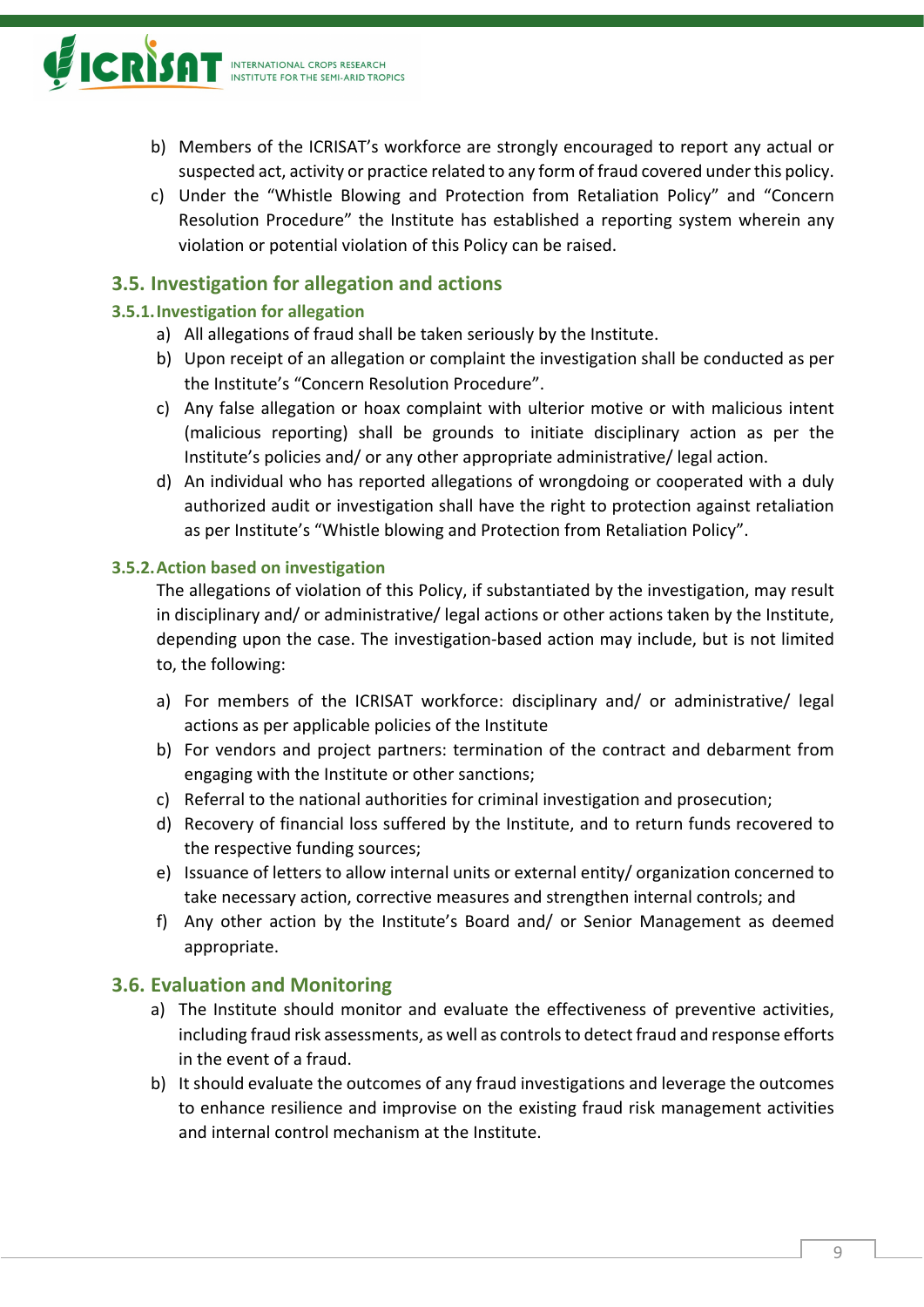b) Members of the ICRISAT's workforce are strongly encouraged to report any actual or suspected act, activity or practice related to any form of fraud covered under this policy.
c) Under the "Whistle Blowing and Protection from Retaliation Policy" and "Concern Resolution Procedure" the Institute has established a reporting system wherein any violation or potential violation of this Policy can be raised.

## 3.5. Investigation for allegation and actions

### 3.5.1. Investigation for allegation

a) All allegations of fraud shall be taken seriously by the Institute.
b) Upon receipt of an allegation or complaint the investigation shall be conducted as per the Institute's "Concern Resolution Procedure".
c) Any false allegation or hoax complaint with ulterior motive or with malicious intent (malicious reporting) shall be grounds to initiate disciplinary action as per the Institute's policies and/ or any other appropriate administrative/ legal action.
d) An individual who has reported allegations of wrongdoing or cooperated with a duly authorized audit or investigation shall have the right to protection against retaliation as per Institute's "Whistle blowing and Protection from Retaliation Policy".

### 3.5.2. Action based on investigation

The allegations of violation of this Policy, if substantiated by the investigation, may result in disciplinary and/ or administrative/ legal actions or other actions taken by the Institute, depending upon the case. The investigation-based action may include, but is not limited to, the following:

a) For members of the ICRISAT workforce: disciplinary and/ or administrative/ legal actions as per applicable policies of the Institute
b) For vendors and project partners: termination of the contract and debarment from engaging with the Institute or other sanctions;
c) Referral to the national authorities for criminal investigation and prosecution;
d) Recovery of financial loss suffered by the Institute, and to return funds recovered to the respective funding sources;
e) Issuance of letters to allow internal units or external entity/ organization concerned to take necessary action, corrective measures and strengthen internal controls; and
f) Any other action by the Institute's Board and/ or Senior Management as deemed appropriate.

## 3.6. Evaluation and Monitoring

a) The Institute should monitor and evaluate the effectiveness of preventive activities, including fraud risk assessments, as well as controls to detect fraud and response efforts in the event of a fraud.
b) It should evaluate the outcomes of any fraud investigations and leverage the outcomes to enhance resilience and improvise on the existing fraud risk management activities and internal control mechanism at the Institute.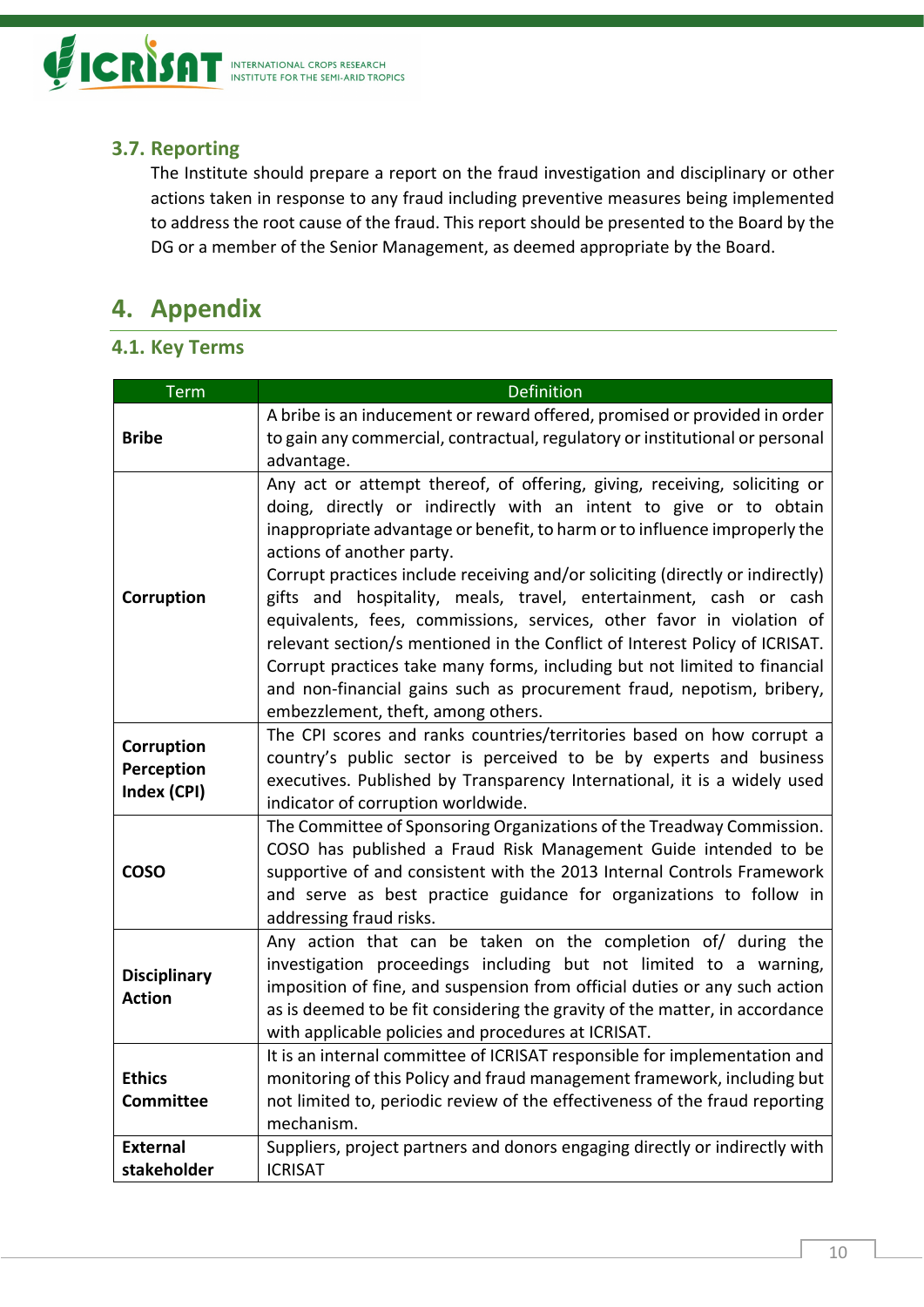### 3.7. Reporting

The Institute should prepare a report on the fraud investigation and disciplinary or other actions taken in response to any fraud including preventive measures being implemented to address the root cause of the fraud. This report should be presented to the Board by the DG or a member of the Senior Management, as deemed appropriate by the Board.

## 4. Appendix

### 4.1. Key Terms

| Term | Definition |
|---|---|
| **Bribe** | A bribe is an inducement or reward offered, promised or provided in order to gain any commercial, contractual, regulatory or institutional or personal advantage. |
| **Corruption** | Any act or attempt thereof, of offering, giving, receiving, soliciting or doing, directly or indirectly with an intent to give or to obtain inappropriate advantage or benefit, to harm or to influence improperly the actions of another party.<br>Corrupt practices include receiving and/or soliciting (directly or indirectly) gifts and hospitality, meals, travel, entertainment, cash or cash equivalents, fees, commissions, services, other favor in violation of relevant section/s mentioned in the Conflict of Interest Policy of ICRISAT. Corrupt practices take many forms, including but not limited to financial and non-financial gains such as procurement fraud, nepotism, bribery, embezzlement, theft, among others. |
| **Corruption Perception Index (CPI)** | The CPI scores and ranks countries/territories based on how corrupt a country's public sector is perceived to be by experts and business executives. Published by Transparency International, it is a widely used indicator of corruption worldwide. |
| **COSO** | The Committee of Sponsoring Organizations of the Treadway Commission. COSO has published a Fraud Risk Management Guide intended to be supportive of and consistent with the 2013 Internal Controls Framework and serve as best practice guidance for organizations to follow in addressing fraud risks. |
| **Disciplinary Action** | Any action that can be taken on the completion of/ during the investigation proceedings including but not limited to a warning, imposition of fine, and suspension from official duties or any such action as is deemed to be fit considering the gravity of the matter, in accordance with applicable policies and procedures at ICRISAT. |
| **Ethics Committee** | It is an internal committee of ICRISAT responsible for implementation and monitoring of this Policy and fraud management framework, including but not limited to, periodic review of the effectiveness of the fraud reporting mechanism. |
| **External stakeholder** | Suppliers, project partners and donors engaging directly or indirectly with ICRISAT |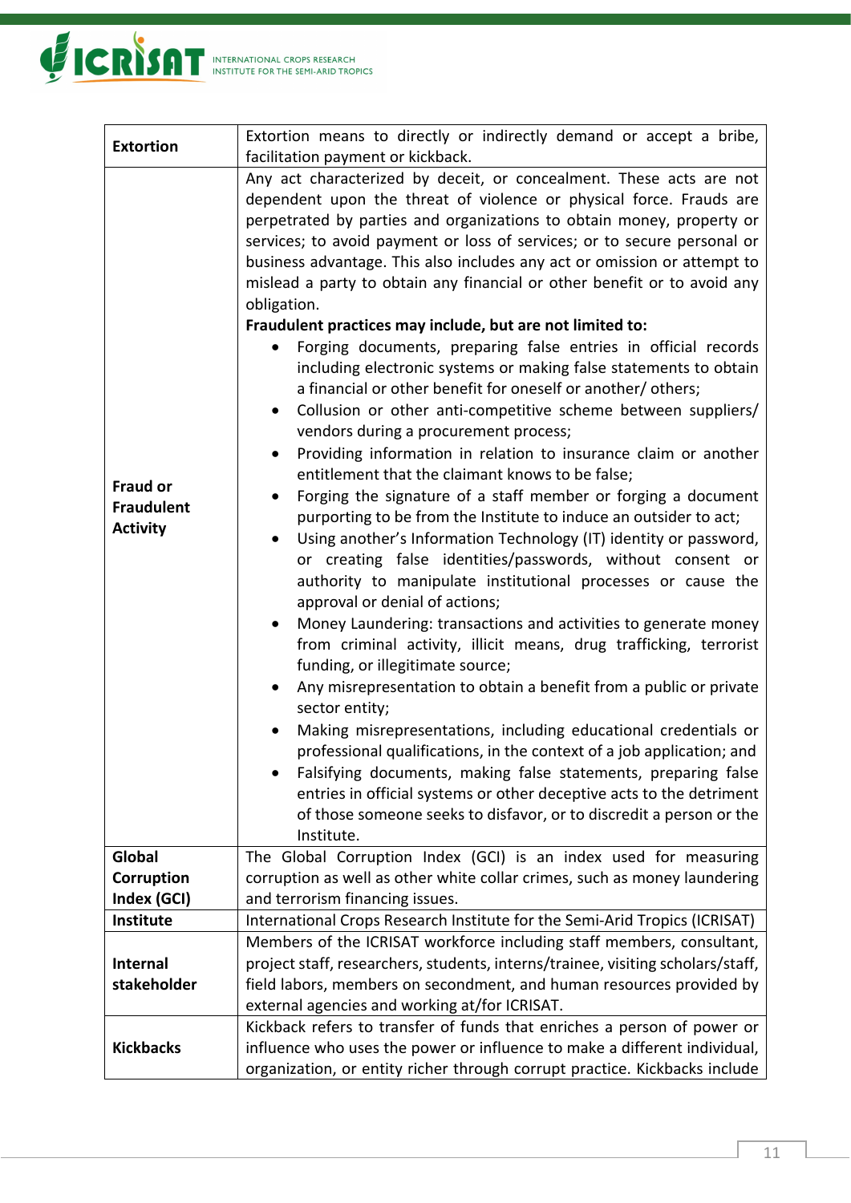| | |
|---|---|
| **Extortion** | Extortion means to directly or indirectly demand or accept a bribe, facilitation payment or kickback. |
| **Fraud or Fraudulent Activity** | Any act characterized by deceit, or concealment. These acts are not dependent upon the threat of violence or physical force. Frauds are perpetrated by parties and organizations to obtain money, property or services; to avoid payment or loss of services; or to secure personal or business advantage. This also includes any act or omission or attempt to mislead a party to obtain any financial or other benefit or to avoid any obligation.<br>**Fraudulent practices may include, but are not limited to:**<br>• Forging documents, preparing false entries in official records including electronic systems or making false statements to obtain a financial or other benefit for oneself or another/ others;<br>• Collusion or other anti-competitive scheme between suppliers/ vendors during a procurement process;<br>• Providing information in relation to insurance claim or another entitlement that the claimant knows to be false;<br>• Forging the signature of a staff member or forging a document purporting to be from the Institute to induce an outsider to act;<br>• Using another's Information Technology (IT) identity or password, or creating false identities/passwords, without consent or authority to manipulate institutional processes or cause the approval or denial of actions;<br>• Money Laundering: transactions and activities to generate money from criminal activity, illicit means, drug trafficking, terrorist funding, or illegitimate source;<br>• Any misrepresentation to obtain a benefit from a public or private sector entity;<br>• Making misrepresentations, including educational credentials or professional qualifications, in the context of a job application; and<br>• Falsifying documents, making false statements, preparing false entries in official systems or other deceptive acts to the detriment of those someone seeks to disfavor, or to discredit a person or the Institute. |
| **Global Corruption Index (GCI)** | The Global Corruption Index (GCI) is an index used for measuring corruption as well as other white collar crimes, such as money laundering and terrorism financing issues. |
| **Institute** | International Crops Research Institute for the Semi-Arid Tropics (ICRISAT) |
| **Internal stakeholder** | Members of the ICRISAT workforce including staff members, consultant, project staff, researchers, students, interns/trainee, visiting scholars/staff, field labors, members on secondment, and human resources provided by external agencies and working at/for ICRISAT. |
| **Kickbacks** | Kickback refers to transfer of funds that enriches a person of power or influence who uses the power or influence to make a different individual, organization, or entity richer through corrupt practice. Kickbacks include |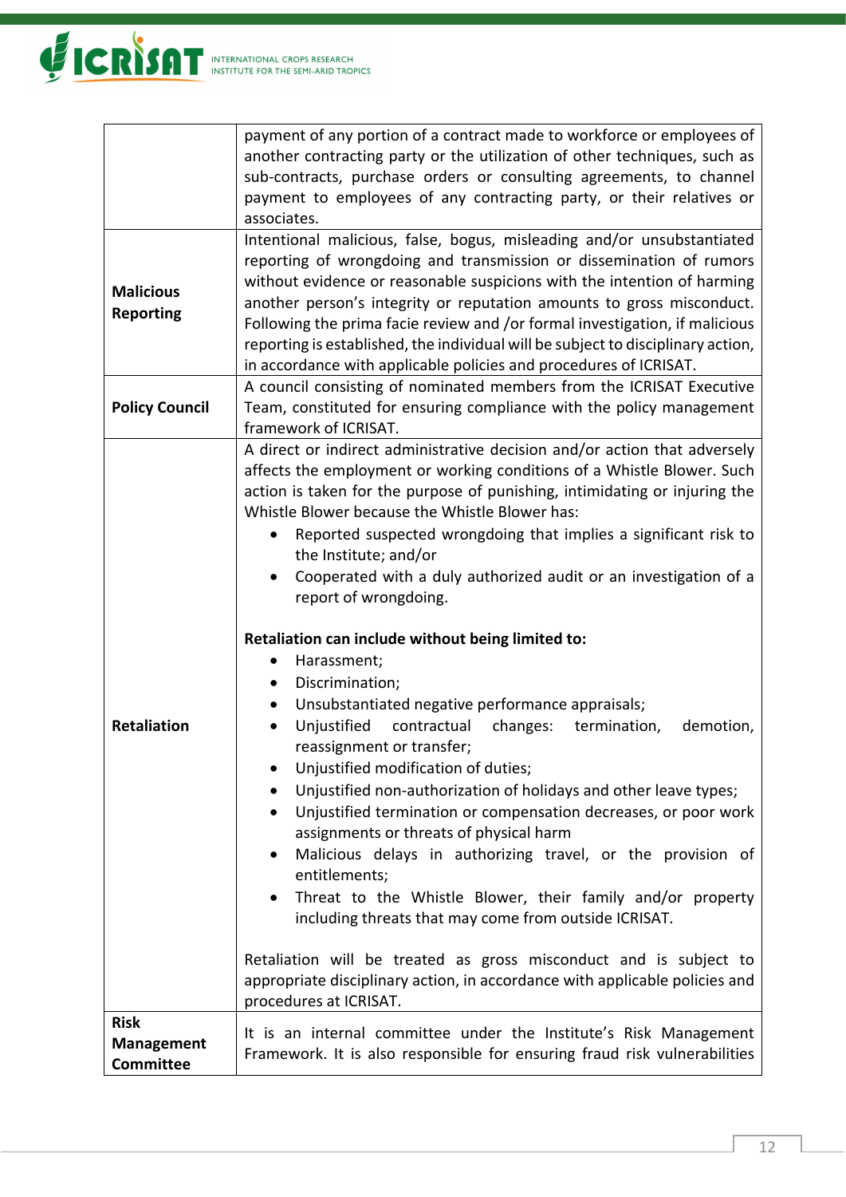| | |
|---|---|
| | payment of any portion of a contract made to workforce or employees of another contracting party or the utilization of other techniques, such as sub-contracts, purchase orders or consulting agreements, to channel payment to employees of any contracting party, or their relatives or associates. |
| **Malicious Reporting** | Intentional malicious, false, bogus, misleading and/or unsubstantiated reporting of wrongdoing and transmission or dissemination of rumors without evidence or reasonable suspicions with the intention of harming another person's integrity or reputation amounts to gross misconduct. Following the prima facie review and /or formal investigation, if malicious reporting is established, the individual will be subject to disciplinary action, in accordance with applicable policies and procedures of ICRISAT. |
| **Policy Council** | A council consisting of nominated members from the ICRISAT Executive Team, constituted for ensuring compliance with the policy management framework of ICRISAT. |
| **Retaliation** | A direct or indirect administrative decision and/or action that adversely affects the employment or working conditions of a Whistle Blower. Such action is taken for the purpose of punishing, intimidating or injuring the Whistle Blower because the Whistle Blower has:<br>• Reported suspected wrongdoing that implies a significant risk to the Institute; and/or<br>• Cooperated with a duly authorized audit or an investigation of a report of wrongdoing.<br><br>**Retaliation can include without being limited to:**<br>• Harassment;<br>• Discrimination;<br>• Unsubstantiated negative performance appraisals;<br>• Unjustified contractual changes: termination, demotion, reassignment or transfer;<br>• Unjustified modification of duties;<br>• Unjustified non-authorization of holidays and other leave types;<br>• Unjustified termination or compensation decreases, or poor work assignments or threats of physical harm<br>• Malicious delays in authorizing travel, or the provision of entitlements;<br>• Threat to the Whistle Blower, their family and/or property including threats that may come from outside ICRISAT.<br><br>Retaliation will be treated as gross misconduct and is subject to appropriate disciplinary action, in accordance with applicable policies and procedures at ICRISAT. |
| **Risk Management Committee** | It is an internal committee under the Institute's Risk Management Framework. It is also responsible for ensuring fraud risk vulnerabilities |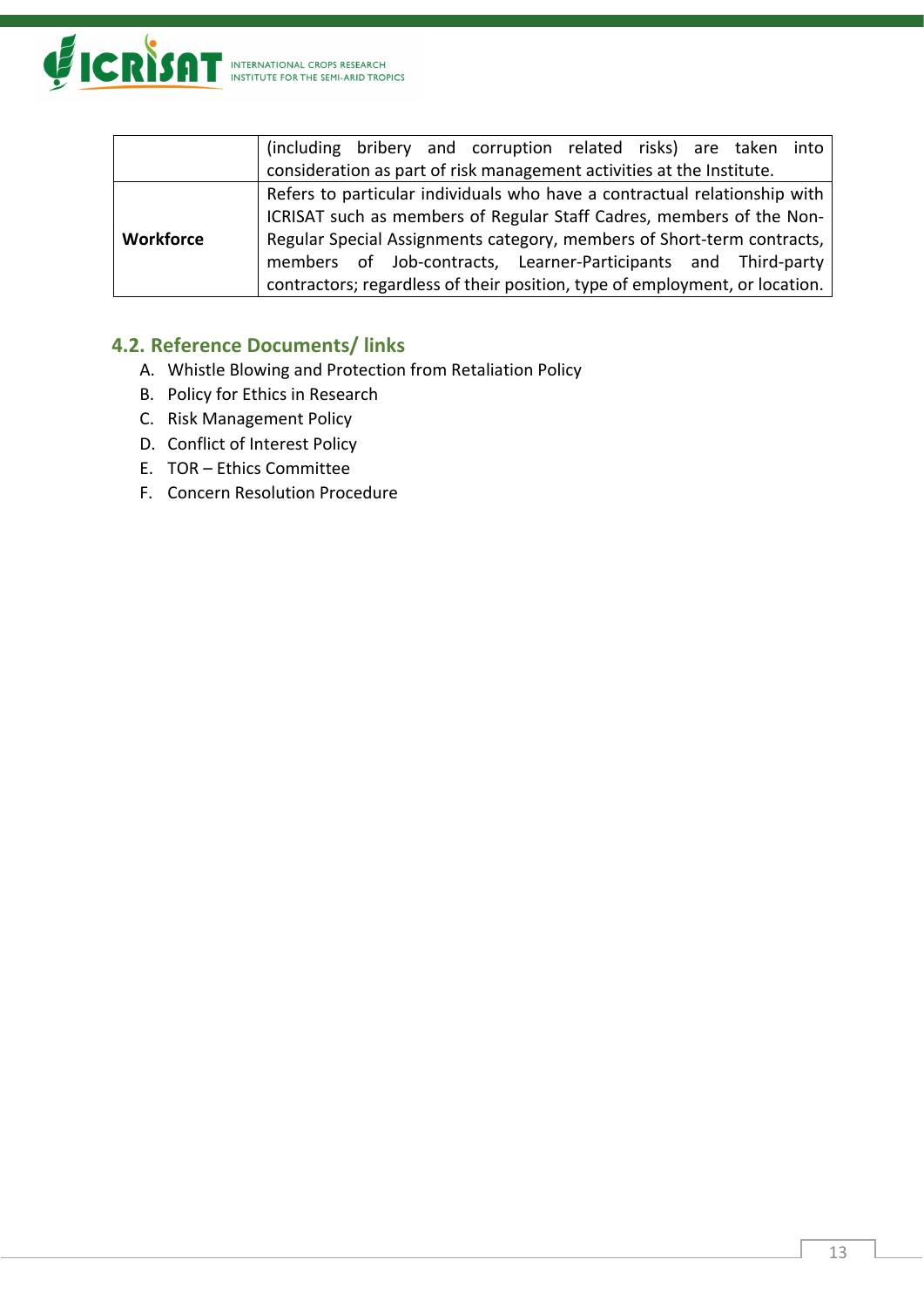| | |
|---|---|
| | (including bribery and corruption related risks) are taken into consideration as part of risk management activities at the Institute. |
| **Workforce** | Refers to particular individuals who have a contractual relationship with ICRISAT such as members of Regular Staff Cadres, members of the Non-Regular Special Assignments category, members of Short-term contracts, members of Job-contracts, Learner-Participants and Third-party contractors; regardless of their position, type of employment, or location. |

## 4.2. Reference Documents/ links

A. Whistle Blowing and Protection from Retaliation Policy
B. Policy for Ethics in Research
C. Risk Management Policy
D. Conflict of Interest Policy
E. TOR – Ethics Committee
F. Concern Resolution Procedure